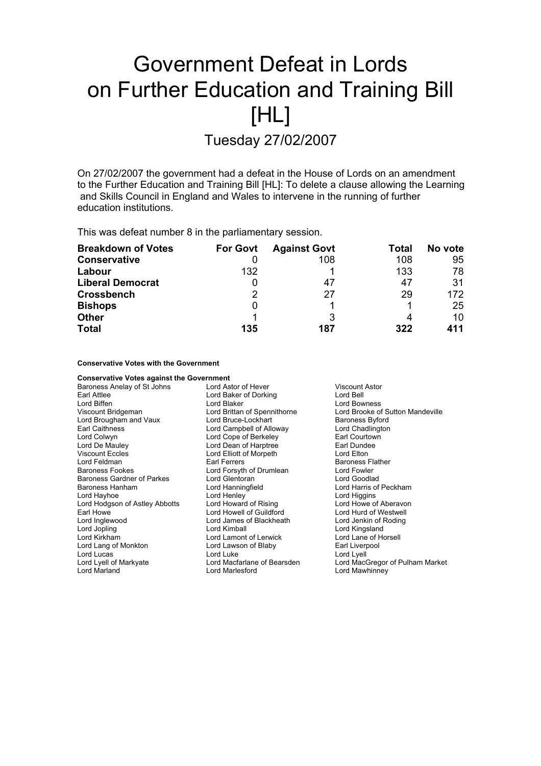# Government Defeat in Lords on Further Education and Training Bill [HL]

## Tuesday 27/02/2007

On 27/02/2007 the government had a defeat in the House of Lords on an amendment to the Further Education and Training Bill [HL]: To delete a clause allowing the Learning and Skills Council in England and Wales to intervene in the running of further education institutions.

This was defeat number 8 in the parliamentary session.

| Breakdown of Votes | For Govt | Against Govt | Total | No vote |
|---|---|---|---|---|
| **Conservative** | 0 | 108 | 108 | 95 |
| **Labour** | 132 | 1 | 133 | 78 |
| **Liberal Democrat** | 0 | 47 | 47 | 31 |
| **Crossbench** | 2 | 27 | 29 | 172 |
| **Bishops** | 0 | 1 | 1 | 25 |
| **Other** | 1 | 3 | 4 | 10 |
| **Total** | **135** | **187** | **322** | **411** |

**Conservative Votes with the Government**

**Conservative Votes against the Government**

Baroness Anelay of St Johns
Lord Astor of Hever
Viscount Astor
Earl Attlee
Lord Baker of Dorking
Lord Bell
Lord Biffen
Lord Blaker
Lord Bowness
Viscount Bridgeman
Lord Brittan of Spennithorne
Lord Brooke of Sutton Mandeville
Lord Brougham and Vaux
Lord Bruce-Lockhart
Baroness Byford
Earl Caithness
Lord Campbell of Alloway
Lord Chadlington
Lord Colwyn
Lord Cope of Berkeley
Earl Courtown
Lord De Mauley
Lord Dean of Harptree
Earl Dundee
Viscount Eccles
Lord Elliott of Morpeth
Lord Elton
Lord Feldman
Earl Ferrers
Baroness Flather
Baroness Fookes
Lord Forsyth of Drumlean
Lord Fowler
Baroness Gardner of Parkes
Lord Glentoran
Lord Goodlad
Baroness Hanham
Lord Hanningfield
Lord Harris of Peckham
Lord Hayhoe
Lord Henley
Lord Higgins
Lord Hodgson of Astley Abbotts
Lord Howard of Rising
Lord Howe of Aberavon
Earl Howe
Lord Howell of Guildford
Lord Hurd of Westwell
Lord Inglewood
Lord James of Blackheath
Lord Jenkin of Roding
Lord Jopling
Lord Kimball
Lord Kingsland
Lord Kirkham
Lord Lamont of Lerwick
Lord Lane of Horsell
Lord Lang of Monkton
Lord Lawson of Blaby
Earl Liverpool
Lord Lucas
Lord Luke
Lord Lyell
Lord Lyell of Markyate
Lord Macfarlane of Bearsden
Lord MacGregor of Pulham Market
Lord Marland
Lord Marlesford
Lord Mawhinney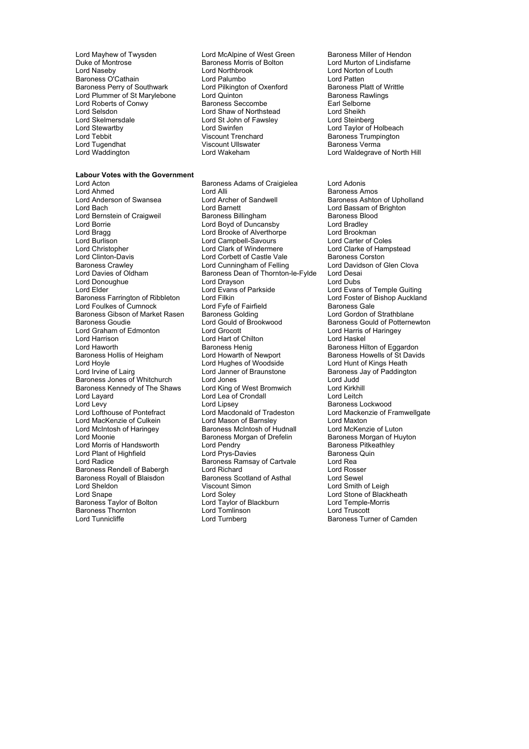Lord Mayhew of Twysden
Lord McAlpine of West Green
Baroness Miller of Hendon
Duke of Montrose
Baroness Morris of Bolton
Lord Murton of Lindisfarne
Lord Naseby
Lord Northbrook
Lord Norton of Louth
Baroness O'Cathain
Lord Palumbo
Lord Patten
Baroness Perry of Southwark
Lord Pilkington of Oxenford
Baroness Platt of Writtle
Lord Plummer of St Marylebone
Lord Quinton
Baroness Rawlings
Lord Roberts of Conwy
Baroness Seccombe
Earl Selborne
Lord Selsdon
Lord Shaw of Northstead
Lord Sheikh
Lord Skelmersdale
Lord St John of Fawsley
Lord Steinberg
Lord Stewartby
Lord Swinfen
Lord Taylor of Holbeach
Lord Tebbit
Viscount Trenchard
Baroness Trumpington
Lord Tugendhat
Viscount Ullswater
Baroness Verma
Lord Waddington
Lord Wakeham
Lord Waldegrave of North Hill

**Labour Votes with the Government**

Lord Acton
Baroness Adams of Craigielea
Lord Adonis
Lord Ahmed
Lord Alli
Baroness Amos
Lord Anderson of Swansea
Lord Archer of Sandwell
Baroness Ashton of Upholland
Lord Bach
Lord Barnett
Lord Bassam of Brighton
Lord Bernstein of Craigweil
Baroness Billingham
Baroness Blood
Lord Borrie
Lord Boyd of Duncansby
Lord Bradley
Lord Bragg
Lord Brooke of Alverthorpe
Lord Brookman
Lord Burlison
Lord Campbell-Savours
Lord Carter of Coles
Lord Christopher
Lord Clark of Windermere
Lord Clarke of Hampstead
Lord Clinton-Davis
Lord Corbett of Castle Vale
Baroness Corston
Baroness Crawley
Lord Cunningham of Felling
Lord Davidson of Glen Clova
Lord Davies of Oldham
Baroness Dean of Thornton-le-Fylde
Lord Desai
Lord Donoughue
Lord Drayson
Lord Dubs
Lord Elder
Lord Evans of Parkside
Lord Evans of Temple Guiting
Baroness Farrington of Ribbleton
Lord Filkin
Lord Foster of Bishop Auckland
Lord Foulkes of Cumnock
Lord Fyfe of Fairfield
Baroness Gale
Baroness Gibson of Market Rasen
Baroness Golding
Lord Gordon of Strathblane
Baroness Goudie
Lord Gould of Brookwood
Baroness Gould of Potternewton
Lord Graham of Edmonton
Lord Grocott
Lord Harris of Haringey
Lord Harrison
Lord Hart of Chilton
Lord Haskel
Lord Haworth
Baroness Henig
Baroness Hilton of Eggardon
Baroness Hollis of Heigham
Lord Howarth of Newport
Baroness Howells of St Davids
Lord Hoyle
Lord Hughes of Woodside
Lord Hunt of Kings Heath
Lord Irvine of Lairg
Lord Janner of Braunstone
Baroness Jay of Paddington
Baroness Jones of Whitchurch
Lord Jones
Lord Judd
Baroness Kennedy of The Shaws
Lord King of West Bromwich
Lord Kirkhill
Lord Layard
Lord Lea of Crondall
Lord Leitch
Lord Levy
Lord Lipsey
Baroness Lockwood
Lord Lofthouse of Pontefract
Lord Macdonald of Tradeston
Lord Mackenzie of Framwellgate
Lord MacKenzie of Culkein
Lord Mason of Barnsley
Lord Maxton
Lord McIntosh of Haringey
Baroness McIntosh of Hudnall
Lord McKenzie of Luton
Lord Moonie
Baroness Morgan of Drefelin
Baroness Morgan of Huyton
Lord Morris of Handsworth
Lord Pendry
Baroness Pitkeathley
Lord Plant of Highfield
Lord Prys-Davies
Baroness Quin
Lord Radice
Baroness Ramsay of Cartvale
Lord Rea
Baroness Rendell of Babergh
Lord Richard
Lord Rosser
Baroness Royall of Blaisdon
Baroness Scotland of Asthal
Lord Sewel
Lord Sheldon
Viscount Simon
Lord Smith of Leigh
Lord Snape
Lord Soley
Lord Stone of Blackheath
Baroness Taylor of Bolton
Lord Taylor of Blackburn
Lord Temple-Morris
Baroness Thornton
Lord Tomlinson
Lord Truscott
Lord Tunnicliffe
Lord Turnberg
Baroness Turner of Camden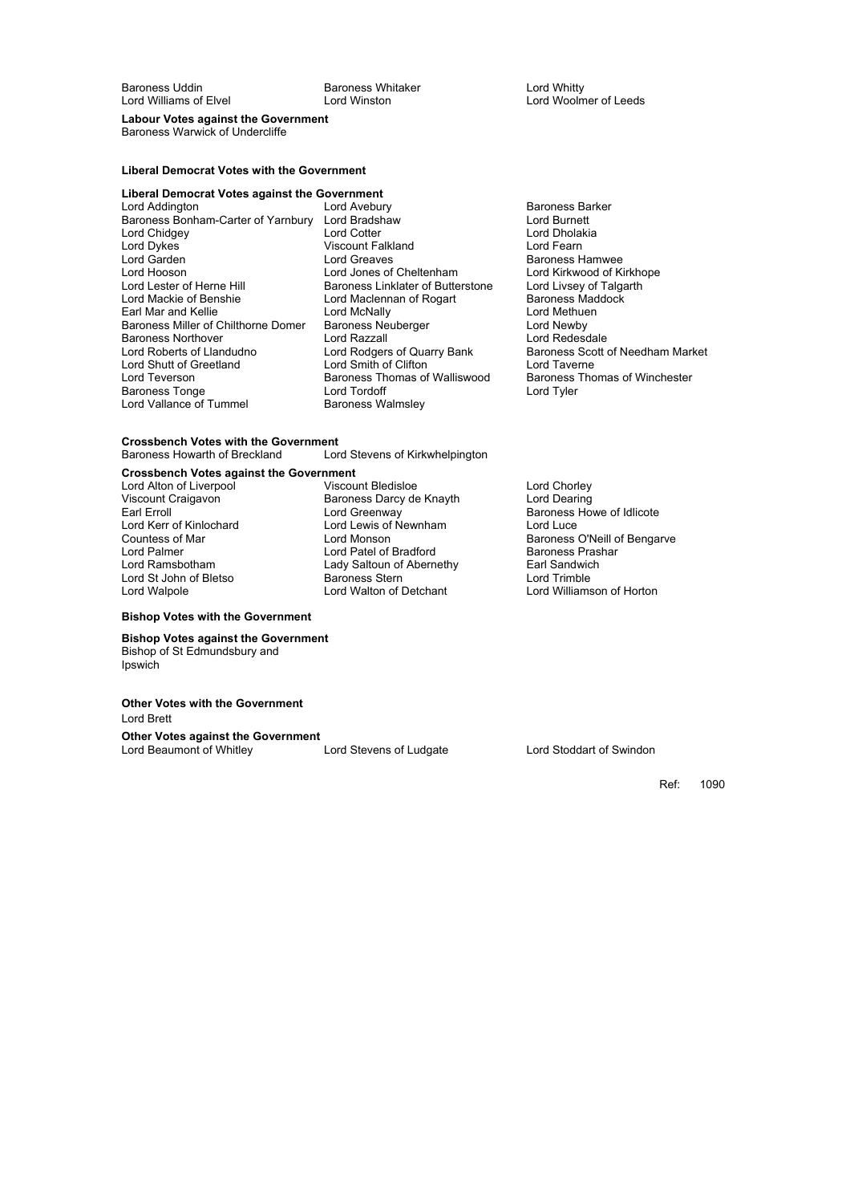Baroness Uddin
Baroness Whitaker
Lord Whitty
Lord Williams of Elvel
Lord Winston
Lord Woolmer of Leeds

**Labour Votes against the Government**
Baroness Warwick of Undercliffe

**Liberal Democrat Votes with the Government**

**Liberal Democrat Votes against the Government**

Lord Addington
Lord Avebury
Baroness Barker
Baroness Bonham-Carter of Yarnbury
Lord Bradshaw
Lord Burnett
Lord Chidgey
Lord Cotter
Lord Dholakia
Lord Dykes
Viscount Falkland
Lord Fearn
Lord Garden
Lord Greaves
Baroness Hamwee
Lord Hooson
Lord Jones of Cheltenham
Lord Kirkwood of Kirkhope
Lord Lester of Herne Hill
Baroness Linklater of Butterstone
Lord Livsey of Talgarth
Lord Mackie of Benshie
Lord Maclennan of Rogart
Baroness Maddock
Earl Mar and Kellie
Lord McNally
Lord Methuen
Baroness Miller of Chilthorne Domer
Baroness Neuberger
Lord Newby
Baroness Northover
Lord Razzall
Lord Redesdale
Lord Roberts of Llandudno
Lord Rodgers of Quarry Bank
Baroness Scott of Needham Market
Lord Shutt of Greetland
Lord Smith of Clifton
Lord Taverne
Lord Teverson
Baroness Thomas of Walliswood
Baroness Thomas of Winchester
Baroness Tonge
Lord Tordoff
Lord Tyler
Lord Vallance of Tummel
Baroness Walmsley

**Crossbench Votes with the Government**

Baroness Howarth of Breckland
Lord Stevens of Kirkwhelpington

**Crossbench Votes against the Government**

Lord Alton of Liverpool
Viscount Bledisloe
Lord Chorley
Viscount Craigavon
Baroness Darcy de Knayth
Lord Dearing
Earl Erroll
Lord Greenway
Baroness Howe of Idlicote
Lord Kerr of Kinlochard
Lord Lewis of Newnham
Lord Luce
Countess of Mar
Lord Monson
Baroness O'Neill of Bengarve
Lord Palmer
Lord Patel of Bradford
Baroness Prashar
Lord Ramsbotham
Lady Saltoun of Abernethy
Earl Sandwich
Lord St John of Bletso
Baroness Stern
Lord Trimble
Lord Walpole
Lord Walton of Detchant
Lord Williamson of Horton

**Bishop Votes with the Government**

**Bishop Votes against the Government**
Bishop of St Edmundsbury and Ipswich

**Other Votes with the Government**
Lord Brett

**Other Votes against the Government**

Lord Beaumont of Whitley
Lord Stevens of Ludgate
Lord Stoddart of Swindon

Ref: 1090